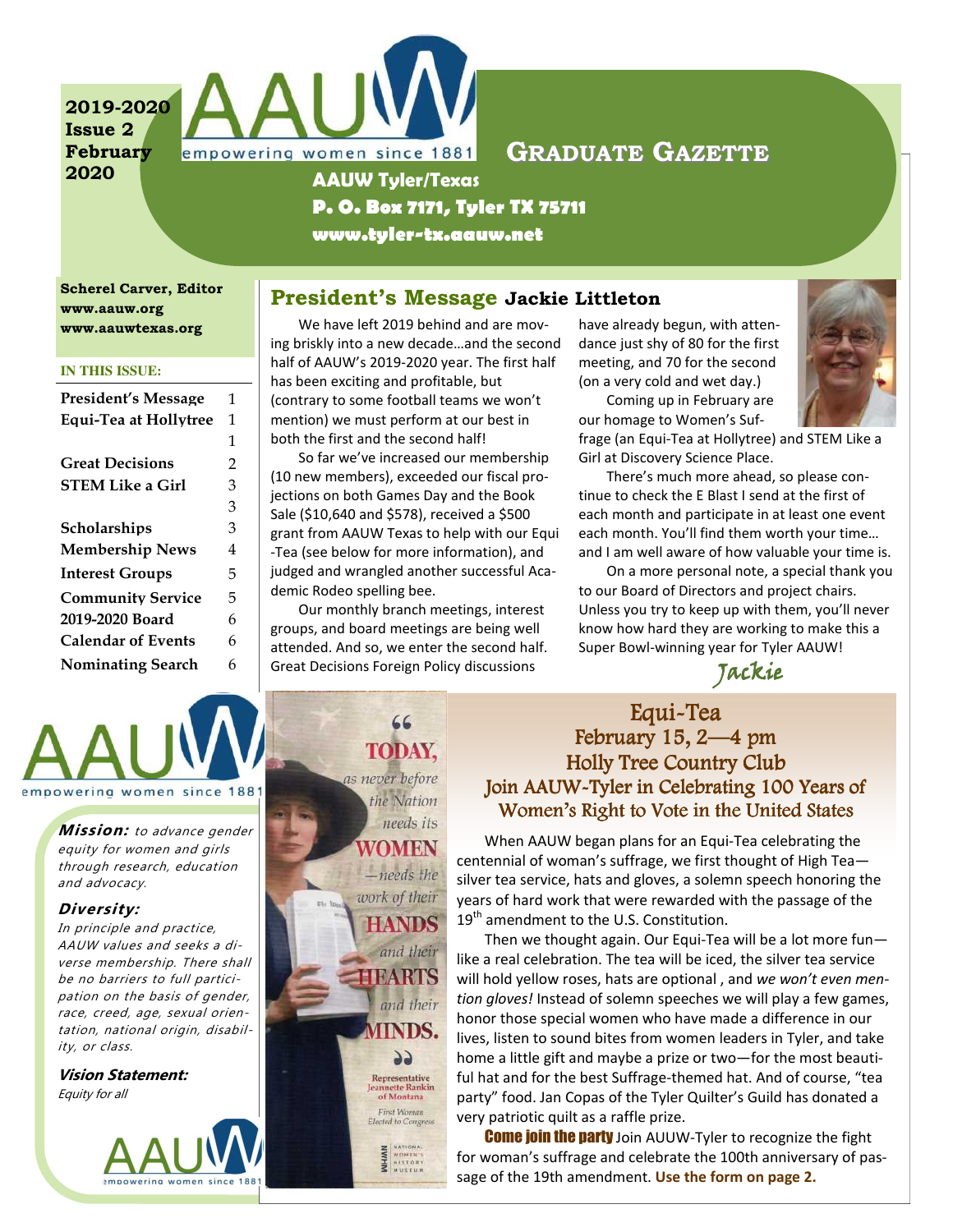2019-2020
Issue 2
February 2020

empowering women since 1881

# Graduate Gazette

**AAUW Tyler/Texas**
**P. O. Box 7171, Tyler TX 75711**
**www.tyler-tx.aauw.net**

**Scherel Carver, Editor**
**www.aauw.org**
**www.aauwtexas.org**

**IN THIS ISSUE:**

| | |
|---|---|
| President's Message | 1 |
| Equi-Tea at Hollytree | 1 |
| | 1 |
| Great Decisions | 2 |
| STEM Like a Girl | 3 |
| | 3 |
| Scholarships | 3 |
| Membership News | 4 |
| Interest Groups | 5 |
| Community Service | 5 |
| 2019-2020 Board | 6 |
| Calendar of Events | 6 |
| Nominating Search | 6 |

## President's Message Jackie Littleton

We have left 2019 behind and are moving briskly into a new decade…and the second half of AAUW's 2019-2020 year. The first half has been exciting and profitable, but (contrary to some football teams we won't mention) we must perform at our best in both the first and the second half!

So far we've increased our membership (10 new members), exceeded our fiscal projections on both Games Day and the Book Sale ($10,640 and $578), received a $500 grant from AAUW Texas to help with our Equi-Tea (see below for more information), and judged and wrangled another successful Academic Rodeo spelling bee.

Our monthly branch meetings, interest groups, and board meetings are being well attended. And so, we enter the second half. Great Decisions Foreign Policy discussions have already begun, with attendance just shy of 80 for the first meeting, and 70 for the second (on a very cold and wet day.)

Coming up in February are our homage to Women's Suffrage (an Equi-Tea at Hollytree) and STEM Like a Girl at Discovery Science Place.

There's much more ahead, so please continue to check the E Blast I send at the first of each month and participate in at least one event each month. You'll find them worth your time… and I am well aware of how valuable your time is.

On a more personal note, a special thank you to our Board of Directors and project chairs. Unless you try to keep up with them, you'll never know how hard they are working to make this a Super Bowl-winning year for Tyler AAUW!

*Jackie*

empowering women since 1881

***Mission:*** *to advance gender equity for women and girls through research, education and advocacy.*

***Diversity:***
*In principle and practice, AAUW values and seeks a diverse membership. There shall be no barriers to full participation on the basis of gender, race, creed, age, sexual orientation, national origin, disability, or class.*

***Vision Statement:***
*Equity for all*

empowering women since 1881

"TODAY, as never before the Nation needs its WOMEN —needs the work of their HANDS and their HEARTS and their MINDS."
Representative Jeannette Rankin of Montana
First Woman Elected to Congress
NWHM National Women's History Museum

## Equi-Tea
### February 15, 2—4 pm
### Holly Tree Country Club
### Join AAUW-Tyler in Celebrating 100 Years of Women's Right to Vote in the United States

When AAUW began plans for an Equi-Tea celebrating the centennial of woman's suffrage, we first thought of High Tea—silver tea service, hats and gloves, a solemn speech honoring the years of hard work that were rewarded with the passage of the 19th amendment to the U.S. Constitution.

Then we thought again. Our Equi-Tea will be a lot more fun—like a real celebration. The tea will be iced, the silver tea service will hold yellow roses, hats are optional , and *we won't even mention gloves!* Instead of solemn speeches we will play a few games, honor those special women who have made a difference in our lives, listen to sound bites from women leaders in Tyler, and take home a little gift and maybe a prize or two—for the most beautiful hat and for the best Suffrage-themed hat. And of course, "tea party" food. Jan Copas of the Tyler Quilter's Guild has donated a very patriotic quilt as a raffle prize.

**Come join the party** Join AUUW-Tyler to recognize the fight for woman's suffrage and celebrate the 100th anniversary of passage of the 19th amendment. **Use the form on page 2.**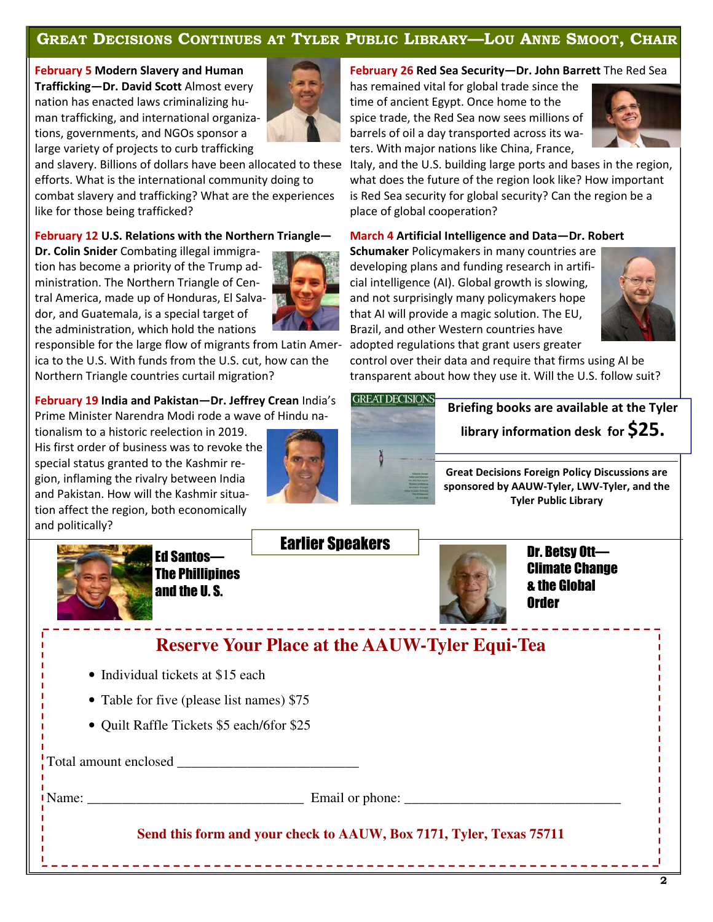## Great Decisions Continues at Tyler Public Library—Lou Anne Smoot, Chair

**February 5 Modern Slavery and Human Trafficking—Dr. David Scott** Almost every nation has enacted laws criminalizing human trafficking, and international organizations, governments, and NGOs sponsor a large variety of projects to curb trafficking and slavery. Billions of dollars have been allocated to these efforts. What is the international community doing to combat slavery and trafficking? What are the experiences like for those being trafficked?

**February 12 U.S. Relations with the Northern Triangle—Dr. Colin Snider** Combating illegal immigration has become a priority of the Trump administration. The Northern Triangle of Central America, made up of Honduras, El Salvador, and Guatemala, is a special target of the administration, which hold the nations responsible for the large flow of migrants from Latin America to the U.S. With funds from the U.S. cut, how can the Northern Triangle countries curtail migration?

**February 19 India and Pakistan—Dr. Jeffrey Crean** India's Prime Minister Narendra Modi rode a wave of Hindu nationalism to a historic reelection in 2019. His first order of business was to revoke the special status granted to the Kashmir region, inflaming the rivalry between India and Pakistan. How will the Kashmir situation affect the region, both economically and politically?

**February 26 Red Sea Security—Dr. John Barrett** The Red Sea has remained vital for global trade since the time of ancient Egypt. Once home to the spice trade, the Red Sea now sees millions of barrels of oil a day transported across its waters. With major nations like China, France, Italy, and the U.S. building large ports and bases in the region, what does the future of the region look like? How important is Red Sea security for global security? Can the region be a place of global cooperation?

**March 4 Artificial Intelligence and Data—Dr. Robert Schumaker** Policymakers in many countries are developing plans and funding research in artificial intelligence (AI). Global growth is slowing, and not surprisingly many policymakers hope that AI will provide a magic solution. The EU, Brazil, and other Western countries have adopted regulations that grant users greater control over their data and require that firms using AI be transparent about how they use it. Will the U.S. follow suit?

**Briefing books are available at the Tyler library information desk for $25.**

**Great Decisions Foreign Policy Discussions are sponsored by AAUW-Tyler, LWV-Tyler, and the Tyler Public Library**

### Earlier Speakers

**Ed Santos—The Phillipines and the U. S.**

**Dr. Betsy Ott—Climate Change & the Global Order**

## Reserve Your Place at the AAUW-Tyler Equi-Tea

- Individual tickets at $15 each
- Table for five (please list names) $75
- Quilt Raffle Tickets $5 each/6for $25

Total amount enclosed ________________________

Name: ______________________________ Email or phone: ______________________________

**Send this form and your check to AAUW, Box 7171, Tyler, Texas 75711**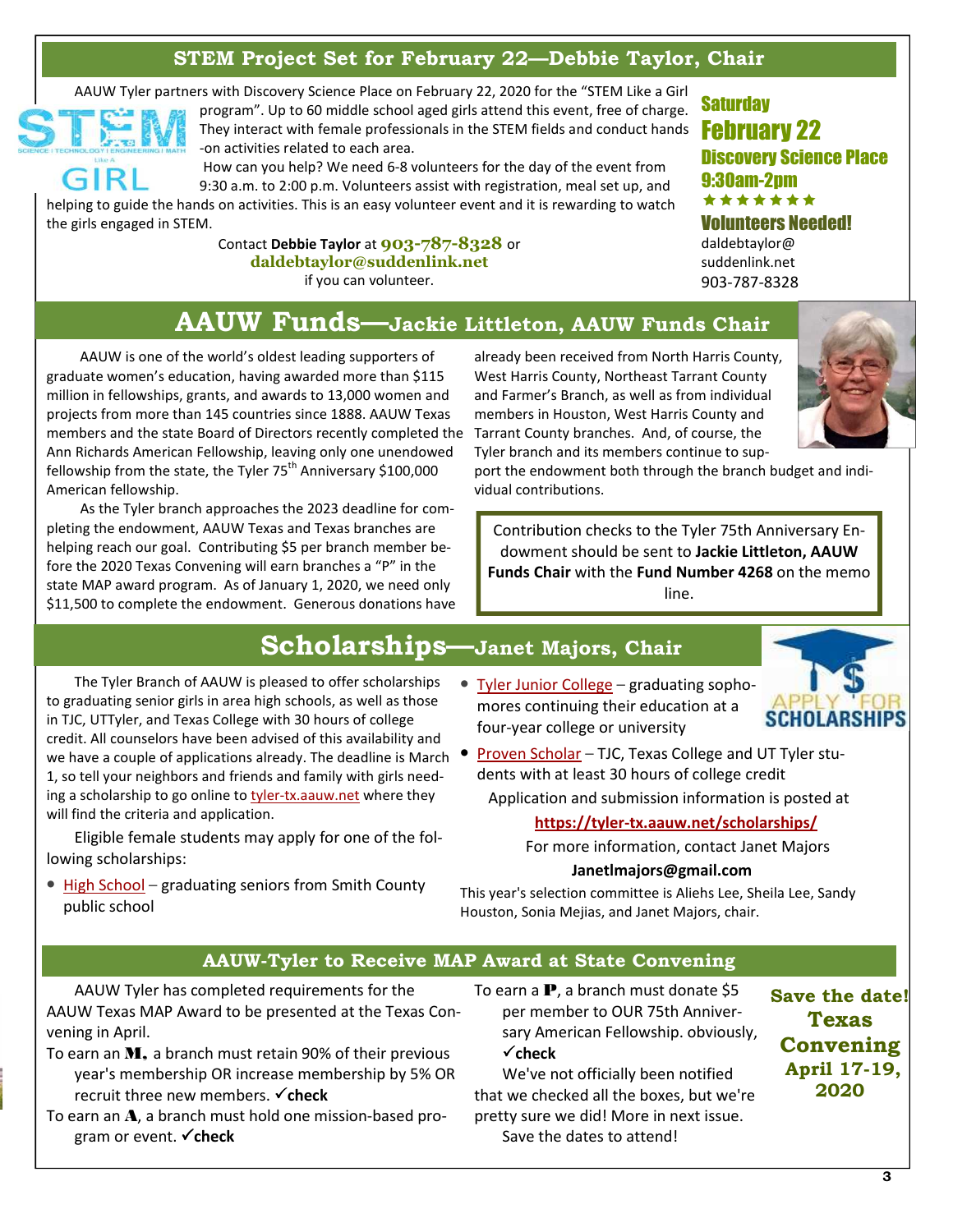## STEM Project Set for February 22—Debbie Taylor, Chair

AAUW Tyler partners with Discovery Science Place on February 22, 2020 for the "STEM Like a Girl program". Up to 60 middle school aged girls attend this event, free of charge. They interact with female professionals in the STEM fields and conduct hands-on activities related to each area.

How can you help? We need 6-8 volunteers for the day of the event from 9:30 a.m. to 2:00 p.m. Volunteers assist with registration, meal set up, and helping to guide the hands on activities. This is an easy volunteer event and it is rewarding to watch the girls engaged in STEM.

Contact **Debbie Taylor** at **903-787-8328** or **daldebtaylor@suddenlink.net** if you can volunteer.

**Saturday**
**February 22**
**Discovery Science Place**
**9:30am-2pm**
★★★★★★★
**Volunteers Needed!**
daldebtaylor@suddenlink.net
903-787-8328

## AAUW Funds—Jackie Littleton, AAUW Funds Chair

AAUW is one of the world's oldest leading supporters of graduate women's education, having awarded more than $115 million in fellowships, grants, and awards to 13,000 women and projects from more than 145 countries since 1888. AAUW Texas members and the state Board of Directors recently completed the Ann Richards American Fellowship, leaving only one unendowed fellowship from the state, the Tyler 75th Anniversary $100,000 American fellowship.

As the Tyler branch approaches the 2023 deadline for completing the endowment, AAUW Texas and Texas branches are helping reach our goal. Contributing $5 per branch member before the 2020 Texas Convening will earn branches a "P" in the state MAP award program. As of January 1, 2020, we need only $11,500 to complete the endowment. Generous donations have already been received from North Harris County, West Harris County, Northeast Tarrant County and Farmer's Branch, as well as from individual members in Houston, West Harris County and Tarrant County branches. And, of course, the Tyler branch and its members continue to support the endowment both through the branch budget and individual contributions.

Contribution checks to the Tyler 75th Anniversary Endowment should be sent to **Jackie Littleton, AAUW Funds Chair** with the **Fund Number 4268** on the memo line.

## Scholarships—Janet Majors, Chair

The Tyler Branch of AAUW is pleased to offer scholarships to graduating senior girls in area high schools, as well as those in TJC, UTTyler, and Texas College with 30 hours of college credit. All counselors have been advised of this availability and we have a couple of applications already. The deadline is March 1, so tell your neighbors and friends and family with girls needing a scholarship to go online to tyler-tx.aauw.net where they will find the criteria and application.

Eligible female students may apply for one of the following scholarships:

- High School – graduating seniors from Smith County public school
- Tyler Junior College – graduating sophomores continuing their education at a four-year college or university
- Proven Scholar – TJC, Texas College and UT Tyler students with at least 30 hours of college credit

Application and submission information is posted at

**https://tyler-tx.aauw.net/scholarships/**

For more information, contact Janet Majors

**Janetlmajors@gmail.com**

This year's selection committee is Aliehs Lee, Sheila Lee, Sandy Houston, Sonia Mejias, and Janet Majors, chair.

## AAUW-Tyler to Receive MAP Award at State Convening

AAUW Tyler has completed requirements for the AAUW Texas MAP Award to be presented at the Texas Convening in April.

To earn an **M**, a branch must retain 90% of their previous year's membership OR increase membership by 5% OR recruit three new members. ✓**check**

To earn an **A**, a branch must hold one mission-based program or event. ✓**check**

To earn a **P**, a branch must donate $5 per member to OUR 75th Anniversary American Fellowship. obviously, ✓**check**

We've not officially been notified that we checked all the boxes, but we're pretty sure we did! More in next issue.

Save the dates to attend!

**Save the date! Texas Convening April 17-19, 2020**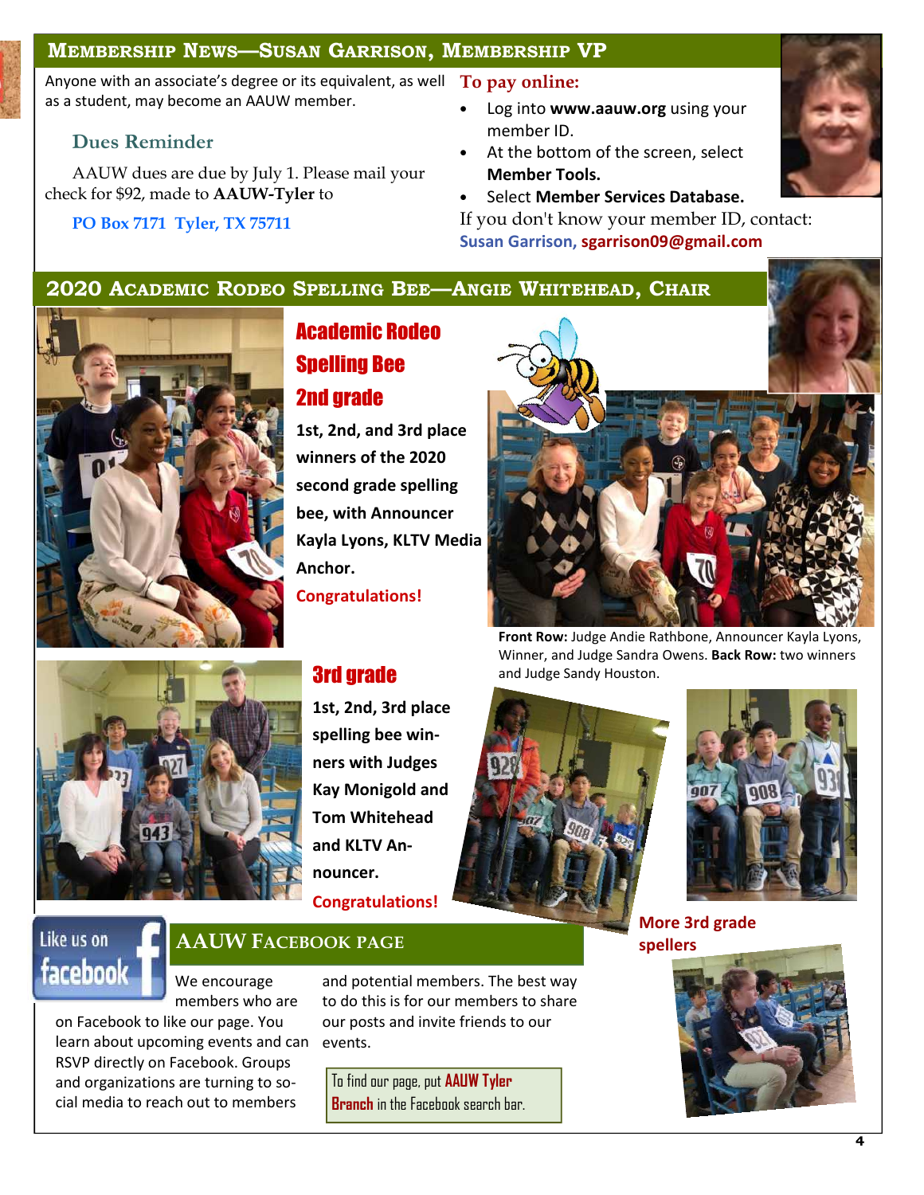## Membership News—Susan Garrison, Membership VP

Anyone with an associate's degree or its equivalent, as well as a student, may become an AAUW member.

### Dues Reminder

AAUW dues are due by July 1. Please mail your check for $92, made to **AAUW-Tyler** to

PO Box 7171 Tyler, TX 75711

### To pay online:

- Log into **www.aauw.org** using your member ID.
- At the bottom of the screen, select **Member Tools.**
- Select **Member Services Database.**

If you don't know your member ID, contact: Susan Garrison, sgarrison09@gmail.com

## 2020 Academic Rodeo Spelling Bee—Angie Whitehead, Chair

### Academic Rodeo Spelling Bee 2nd grade

**1st, 2nd, and 3rd place winners of the 2020 second grade spelling bee, with Announcer Kayla Lyons, KLTV Media Anchor.**

**Congratulations!**

**Front Row:** Judge Andie Rathbone, Announcer Kayla Lyons, Winner, and Judge Sandra Owens. **Back Row:** two winners and Judge Sandy Houston.

### 3rd grade

**1st, 2nd, 3rd place spelling bee winners with Judges Kay Monigold and Tom Whitehead and KLTV Announcer.**

**Congratulations!**

More 3rd grade spellers

## AAUW Facebook Page

Like us on facebook

We encourage members who are on Facebook to like our page. You learn about upcoming events and can RSVP directly on Facebook. Groups and organizations are turning to social media to reach out to members and potential members. The best way to do this is for our members to share our posts and invite friends to our events.

To find our page, put **AAUW Tyler Branch** in the Facebook search bar.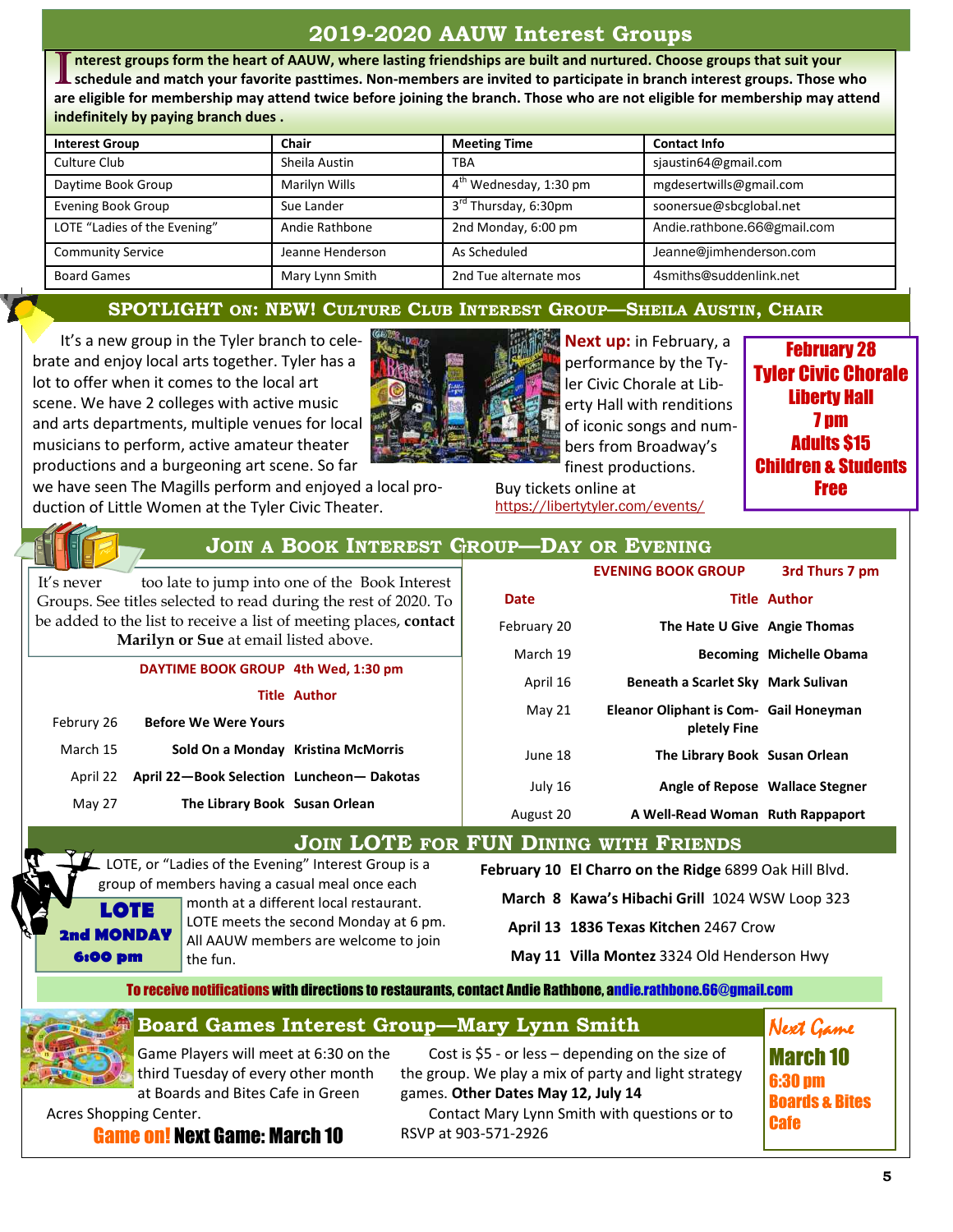# 2019-2020 AAUW Interest Groups

**Interest groups form the heart of AAUW, where lasting friendships are built and nurtured. Choose groups that suit your schedule and match your favorite pasttimes. Non-members are invited to participate in branch interest groups. Those who are eligible for membership may attend twice before joining the branch. Those who are not eligible for membership may attend indefinitely by paying branch dues .**

| Interest Group | Chair | Meeting Time | Contact Info |
|---|---|---|---|
| Culture Club | Sheila Austin | TBA | sjaustin64@gmail.com |
| Daytime Book Group | Marilyn Wills | 4th Wednesday, 1:30 pm | mgdesertwills@gmail.com |
| Evening Book Group | Sue Lander | 3rd Thursday, 6:30pm | soonersue@sbcglobal.net |
| LOTE "Ladies of the Evening" | Andie Rathbone | 2nd Monday, 6:00 pm | Andie.rathbone.66@gmail.com |
| Community Service | Jeanne Henderson | As Scheduled | Jeanne@jimhenderson.com |
| Board Games | Mary Lynn Smith | 2nd Tue alternate mos | 4smiths@suddenlink.net |

## SPOTLIGHT ON: NEW! CULTURE CLUB INTEREST GROUP—SHEILA AUSTIN, CHAIR

It's a new group in the Tyler branch to celebrate and enjoy local arts together. Tyler has a lot to offer when it comes to the local art scene. We have 2 colleges with active music and arts departments, multiple venues for local musicians to perform, active amateur theater productions and a burgeoning art scene. So far we have seen The Magills perform and enjoyed a local production of Little Women at the Tyler Civic Theater.

**Next up:** in February, a performance by the Tyler Civic Chorale at Liberty Hall with renditions of iconic songs and numbers from Broadway's finest productions.

Buy tickets online at https://libertytyler.com/events/

**February 28**
**Tyler Civic Chorale**
**Liberty Hall**
**7 pm**
**Adults $15**
**Children & Students Free**

## JOIN A BOOK INTEREST GROUP—DAY OR EVENING

It's never too late to jump into one of the Book Interest Groups. See titles selected to read during the rest of 2020. To be added to the list to receive a list of meeting places, **contact Marilyn or Sue** at email listed above.

**DAYTIME BOOK GROUP 4th Wed, 1:30 pm**

| Date | Title | Author |
|---|---|---|
| Februry 26 | Before We Were Yours | |
| March 15 | Sold On a Monday | Kristina McMorris |
| April 22 | April 22—Book Selection | Luncheon— Dakotas |
| May 27 | The Library Book | Susan Orlean |

**EVENING BOOK GROUP 3rd Thurs 7 pm**

| Date | Title | Author |
|---|---|---|
| February 20 | The Hate U Give | Angie Thomas |
| March 19 | Becoming | Michelle Obama |
| April 16 | Beneath a Scarlet Sky | Mark Sulivan |
| May 21 | Eleanor Oliphant is Completely Fine | Gail Honeyman |
| June 18 | The Library Book | Susan Orlean |
| July 16 | Angle of Repose | Wallace Stegner |
| August 20 | A Well-Read Woman | Ruth Rappaport |

## JOIN LOTE FOR FUN DINING WITH FRIENDS

**LOTE**
**2nd MONDAY**
**6:00 pm**

LOTE, or "Ladies of the Evening" Interest Group is a group of members having a casual meal once each month at a different local restaurant. LOTE meets the second Monday at 6 pm. All AAUW members are welcome to join the fun.

- **February 10 El Charro on the Ridge** 6899 Oak Hill Blvd.
- **March 8 Kawa's Hibachi Grill** 1024 WSW Loop 323
- **April 13 1836 Texas Kitchen** 2467 Crow
- **May 11 Villa Montez** 3324 Old Henderson Hwy

**To receive notifications with directions to restaurants, contact Andie Rathbone, andie.rathbone.66@gmail.com**

## Board Games Interest Group—Mary Lynn Smith

Game Players will meet at 6:30 on the third Tuesday of every other month at Boards and Bites Cafe in Green Acres Shopping Center.

**Game on! Next Game: March 10**

Cost is $5 - or less – depending on the size of the group. We play a mix of party and light strategy games. **Other Dates May 12, July 14**

Contact Mary Lynn Smith with questions or to RSVP at 903-571-2926

*Next Game*
**March 10**
**6:30 pm**
**Boards & Bites Cafe**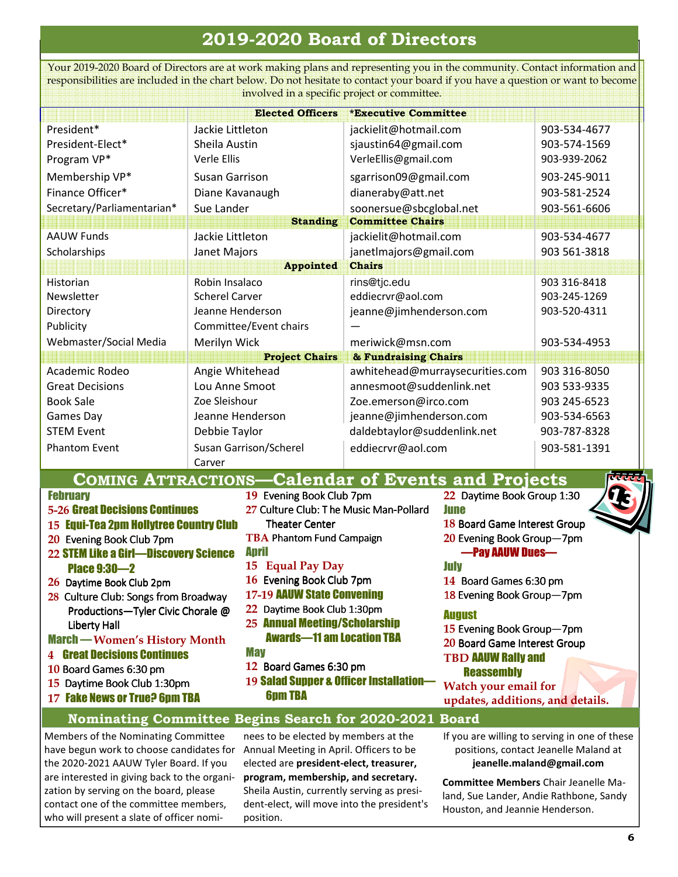## 2019-2020 Board of Directors

Your 2019-2020 Board of Directors are at work making plans and representing you in the community. Contact information and responsibilities are included in the chart below. Do not hesitate to contact your board if you have a question or want to become involved in a specific project or committee.

| | Elected Officers | *Executive Committee | |
|---|---|---|---|
| President* | Jackie Littleton | jackielit@hotmail.com | 903-534-4677 |
| President-Elect* | Sheila Austin | sjaustin64@gmail.com | 903-574-1569 |
| Program VP* | Verle Ellis | VerleEllis@gmail.com | 903-939-2062 |
| Membership VP* | Susan Garrison | sgarrison09@gmail.com | 903-245-9011 |
| Finance Officer* | Diane Kavanaugh | dianeraby@att.net | 903-581-2524 |
| Secretary/Parliamentarian* | Sue Lander | soonersue@sbcglobal.net | 903-561-6606 |
| | **Standing** | **Committee Chairs** | |
| AAUW Funds | Jackie Littleton | jackielit@hotmail.com | 903-534-4677 |
| Scholarships | Janet Majors | janetlmajors@gmail.com | 903 561-3818 |
| | **Appointed** | **Chairs** | |
| Historian | Robin Insalaco | rins@tjc.edu | 903 316-8418 |
| Newsletter | Scherel Carver | eddiecrvr@aol.com | 903-245-1269 |
| Directory | Jeanne Henderson | jeanne@jimhenderson.com | 903-520-4311 |
| Publicity | Committee/Event chairs | — | |
| Webmaster/Social Media | Merilyn Wick | meriwick@msn.com | 903-534-4953 |
| | **Project Chairs** | **& Fundraising Chairs** | |
| Academic Rodeo | Angie Whitehead | awhitehead@murraysecurities.com | 903 316-8050 |
| Great Decisions | Lou Anne Smoot | annesmoot@suddenlink.net | 903 533-9335 |
| Book Sale | Zoe Sleishour | Zoe.emerson@irco.com | 903 245-6523 |
| Games Day | Jeanne Henderson | jeanne@jimhenderson.com | 903-534-6563 |
| STEM Event | Debbie Taylor | daldebtaylor@suddenlink.net | 903-787-8328 |
| Phantom Event | Susan Garrison/Scherel Carver | eddiecrvr@aol.com | 903-581-1391 |

## Coming Attractions—Calendar of Events and Projects

**February**
- 5-26 **Great Decisions Continues**
- 15 **Equi-Tea 2pm Hollytree Country Club**
- 20 Evening Book Club 7pm
- 22 **STEM Like a Girl—Discovery Science Place 9:30—2**
- 26 Daytime Book Club 2pm
- 28 Culture Club: Songs from Broadway Productions—Tyler Civic Chorale @ Liberty Hall

**March —Women's History Month**
- 4 **Great Decisions Continues**
- 10 Board Games 6:30 pm
- 15 Daytime Book Club 1:30pm
- 17 **Fake News or True? 6pm TBA**
- 19 Evening Book Club 7pm
- 27 Culture Club: The Music Man-Pollard Theater Center
- TBA Phantom Fund Campaign

**April**
- 15 **Equal Pay Day**
- 16 Evening Book Club 7pm
- 17-19 **AAUW State Convening**
- 22 Daytime Book Club 1:30pm
- 25 **Annual Meeting/Scholarship Awards—11 am Location TBA**

**May**
- 12 Board Games 6:30 pm
- 19 **Salad Supper & Officer Installation—6pm TBA**
- 22 Daytime Book Group 1:30

**June**
- 18 Board Game Interest Group
- 20 Evening Book Group—7pm

**—Pay AAUW Dues—**

**July**
- 14 Board Games 6:30 pm
- 18 Evening Book Group—7pm

**August**
- 15 Evening Book Group—7pm
- 20 Board Game Interest Group
- TBD **AAUW Rally and Reassembly**

**Watch your email for updates, additions, and details.**

## Nominating Committee Begins Search for 2020-2021 Board

Members of the Nominating Committee have begun work to choose candidates for the 2020-2021 AAUW Tyler Board. If you are interested in giving back to the organization by serving on the board, please contact one of the committee members, who will present a slate of officer nominees to be elected by members at the Annual Meeting in April. Officers to be elected are **president-elect, treasurer, program, membership, and secretary.** Sheila Austin, currently serving as president-elect, will move into the president's position.

If you are willing to serving in one of these positions, contact Jeanelle Maland at **jeanelle.maland@gmail.com**

**Committee Members** Chair Jeanelle Maland, Sue Lander, Andie Rathbone, Sandy Houston, and Jeannie Henderson.